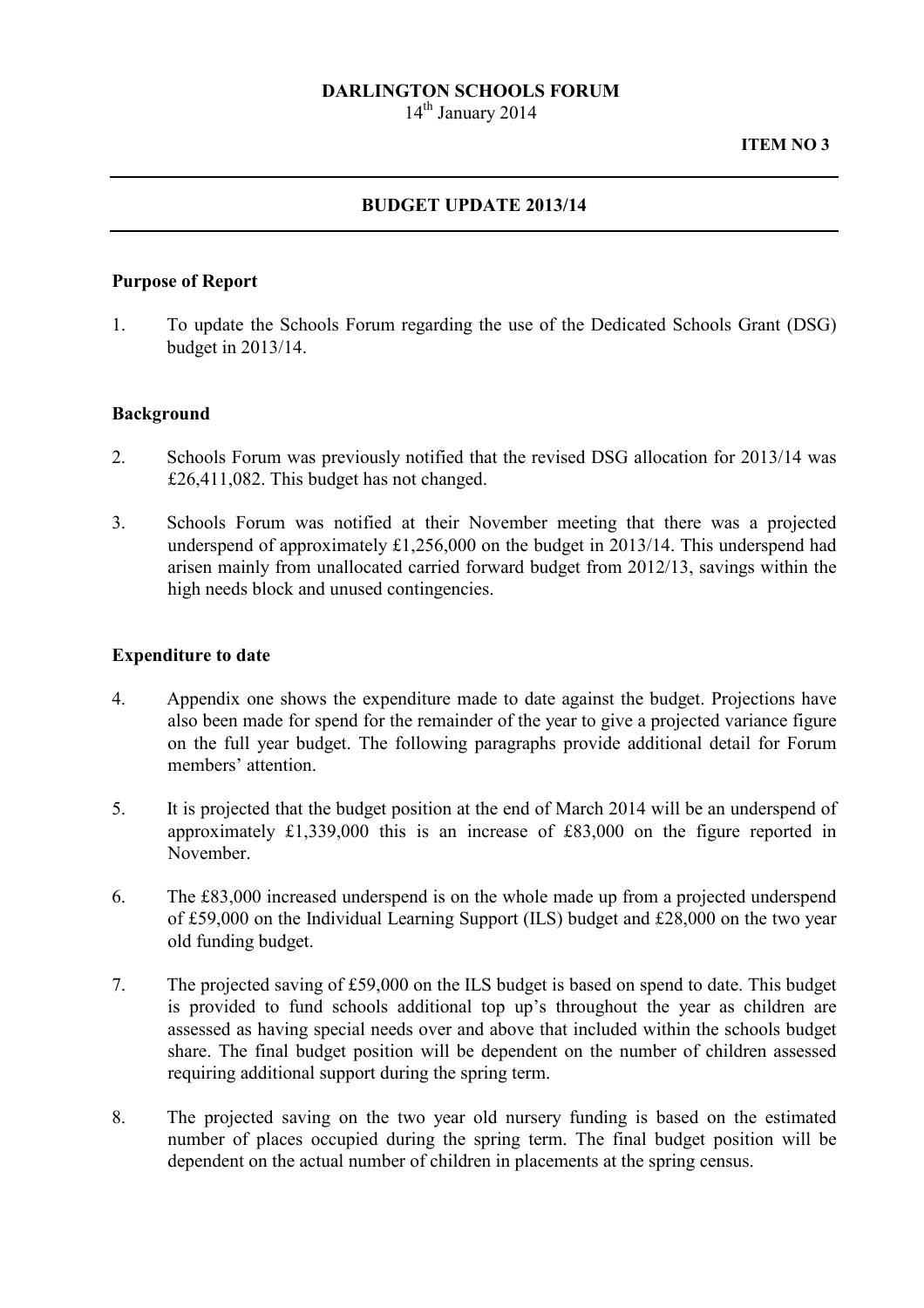**DARLINGTON SCHOOLS FORUM**
14th January 2014

**ITEM NO 3**

---

## BUDGET UPDATE 2013/14

---

### Purpose of Report

1. To update the Schools Forum regarding the use of the Dedicated Schools Grant (DSG) budget in 2013/14.

### Background

2. Schools Forum was previously notified that the revised DSG allocation for 2013/14 was £26,411,082. This budget has not changed.

3. Schools Forum was notified at their November meeting that there was a projected underspend of approximately £1,256,000 on the budget in 2013/14. This underspend had arisen mainly from unallocated carried forward budget from 2012/13, savings within the high needs block and unused contingencies.

### Expenditure to date

4. Appendix one shows the expenditure made to date against the budget. Projections have also been made for spend for the remainder of the year to give a projected variance figure on the full year budget. The following paragraphs provide additional detail for Forum members' attention.

5. It is projected that the budget position at the end of March 2014 will be an underspend of approximately £1,339,000 this is an increase of £83,000 on the figure reported in November.

6. The £83,000 increased underspend is on the whole made up from a projected underspend of £59,000 on the Individual Learning Support (ILS) budget and £28,000 on the two year old funding budget.

7. The projected saving of £59,000 on the ILS budget is based on spend to date. This budget is provided to fund schools additional top up's throughout the year as children are assessed as having special needs over and above that included within the schools budget share. The final budget position will be dependent on the number of children assessed requiring additional support during the spring term.

8. The projected saving on the two year old nursery funding is based on the estimated number of places occupied during the spring term. The final budget position will be dependent on the actual number of children in placements at the spring census.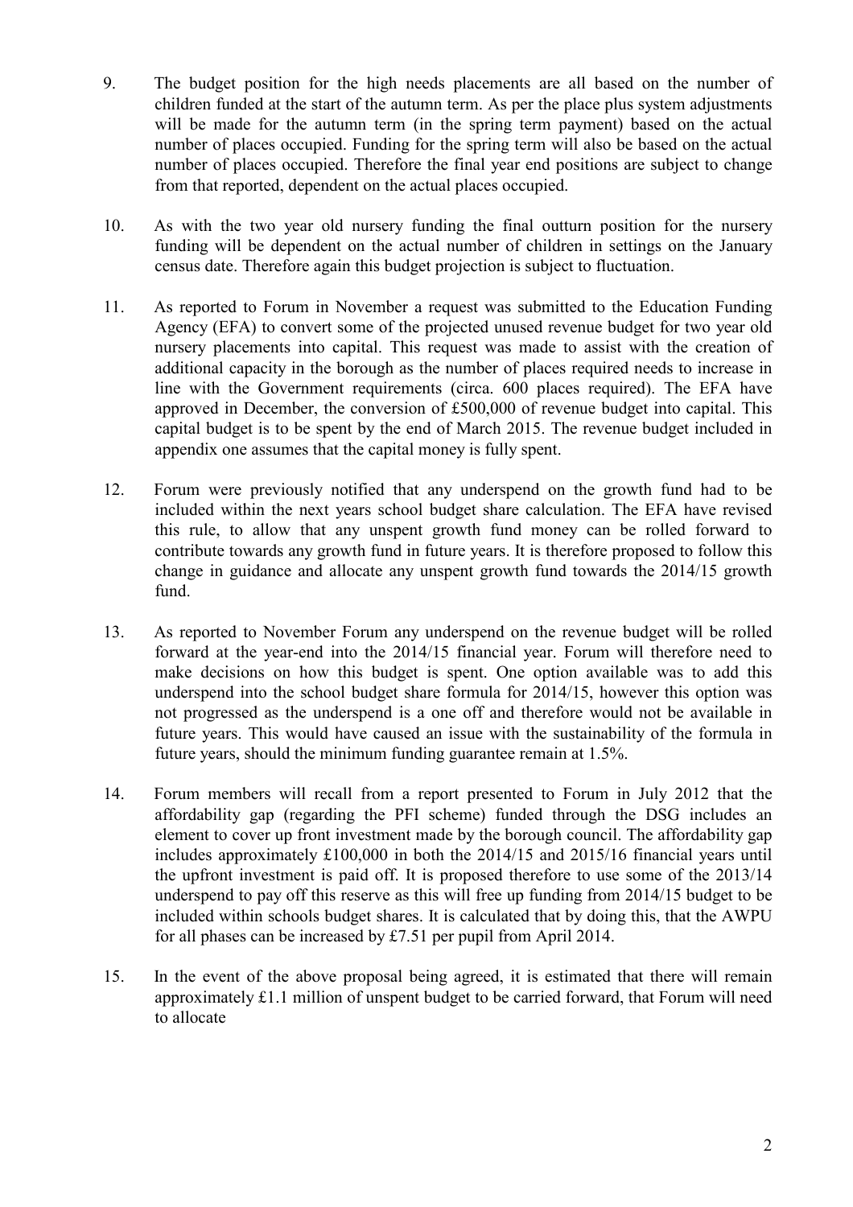9. The budget position for the high needs placements are all based on the number of children funded at the start of the autumn term. As per the place plus system adjustments will be made for the autumn term (in the spring term payment) based on the actual number of places occupied. Funding for the spring term will also be based on the actual number of places occupied. Therefore the final year end positions are subject to change from that reported, dependent on the actual places occupied.

10. As with the two year old nursery funding the final outturn position for the nursery funding will be dependent on the actual number of children in settings on the January census date. Therefore again this budget projection is subject to fluctuation.

11. As reported to Forum in November a request was submitted to the Education Funding Agency (EFA) to convert some of the projected unused revenue budget for two year old nursery placements into capital. This request was made to assist with the creation of additional capacity in the borough as the number of places required needs to increase in line with the Government requirements (circa. 600 places required). The EFA have approved in December, the conversion of £500,000 of revenue budget into capital. This capital budget is to be spent by the end of March 2015. The revenue budget included in appendix one assumes that the capital money is fully spent.

12. Forum were previously notified that any underspend on the growth fund had to be included within the next years school budget share calculation. The EFA have revised this rule, to allow that any unspent growth fund money can be rolled forward to contribute towards any growth fund in future years. It is therefore proposed to follow this change in guidance and allocate any unspent growth fund towards the 2014/15 growth fund.

13. As reported to November Forum any underspend on the revenue budget will be rolled forward at the year-end into the 2014/15 financial year. Forum will therefore need to make decisions on how this budget is spent. One option available was to add this underspend into the school budget share formula for 2014/15, however this option was not progressed as the underspend is a one off and therefore would not be available in future years. This would have caused an issue with the sustainability of the formula in future years, should the minimum funding guarantee remain at 1.5%.

14. Forum members will recall from a report presented to Forum in July 2012 that the affordability gap (regarding the PFI scheme) funded through the DSG includes an element to cover up front investment made by the borough council. The affordability gap includes approximately £100,000 in both the 2014/15 and 2015/16 financial years until the upfront investment is paid off. It is proposed therefore to use some of the 2013/14 underspend to pay off this reserve as this will free up funding from 2014/15 budget to be included within schools budget shares. It is calculated that by doing this, that the AWPU for all phases can be increased by £7.51 per pupil from April 2014.

15. In the event of the above proposal being agreed, it is estimated that there will remain approximately £1.1 million of unspent budget to be carried forward, that Forum will need to allocate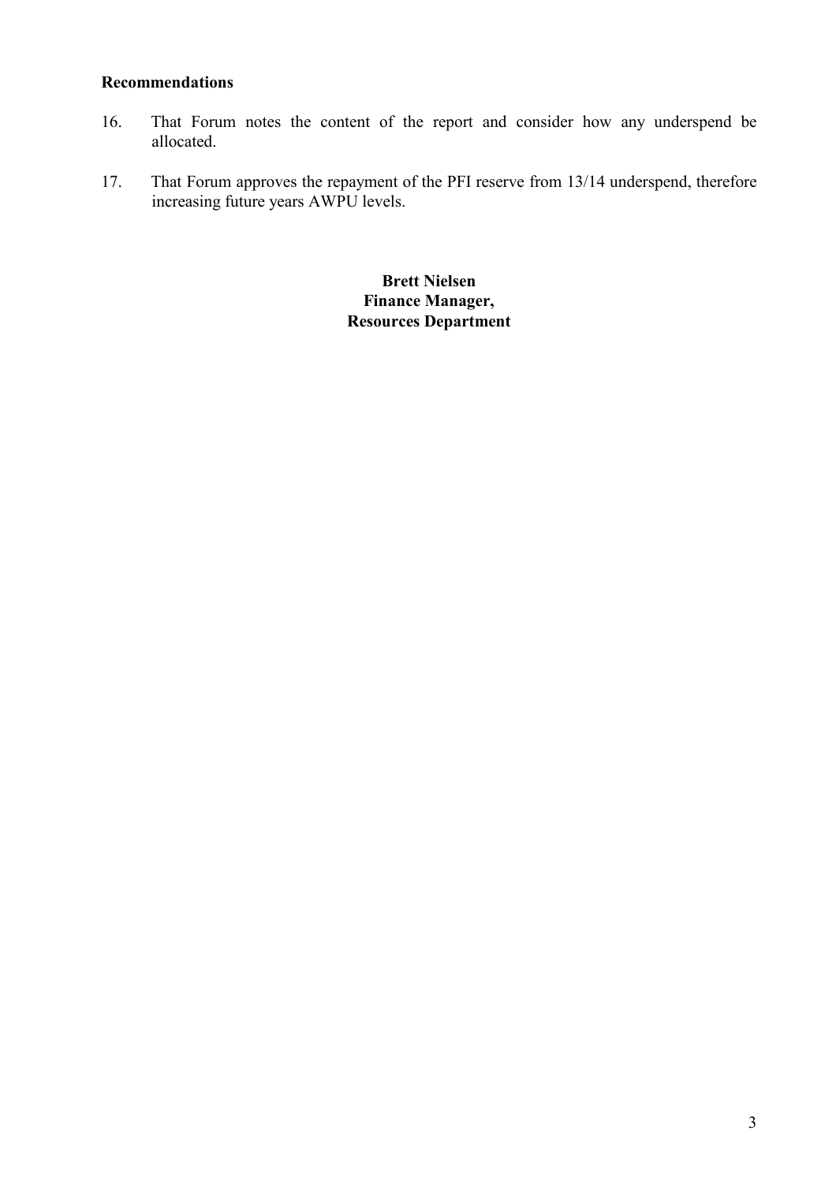**Recommendations**

16. That Forum notes the content of the report and consider how any underspend be allocated.

17. That Forum approves the repayment of the PFI reserve from 13/14 underspend, therefore increasing future years AWPU levels.

**Brett Nielsen**
**Finance Manager,**
**Resources Department**